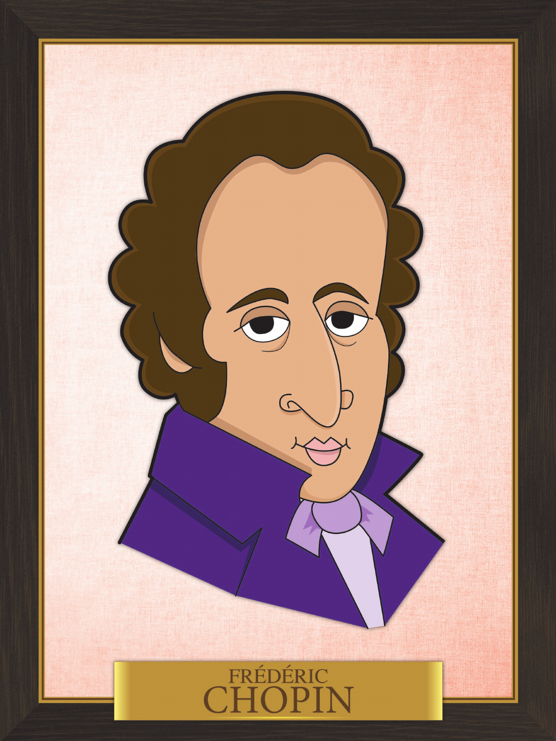FRÉDÉRIC
CHOPIN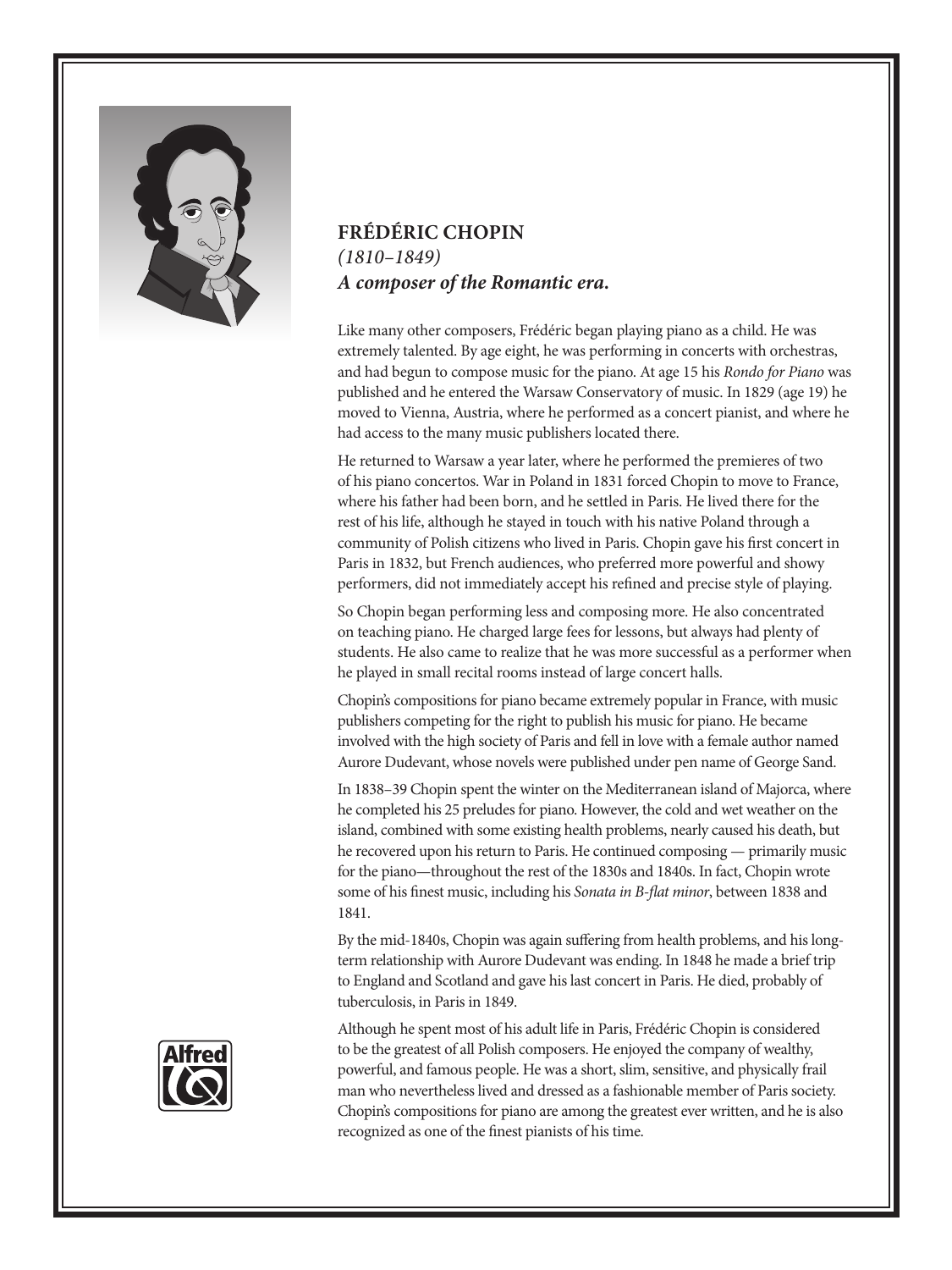## FRÉDÉRIC CHOPIN

*(1810–1849)*

***A composer of the Romantic era.***

Like many other composers, Frédéric began playing piano as a child. He was extremely talented. By age eight, he was performing in concerts with orchestras, and had begun to compose music for the piano. At age 15 his *Rondo for Piano* was published and he entered the Warsaw Conservatory of music. In 1829 (age 19) he moved to Vienna, Austria, where he performed as a concert pianist, and where he had access to the many music publishers located there.

He returned to Warsaw a year later, where he performed the premieres of two of his piano concertos. War in Poland in 1831 forced Chopin to move to France, where his father had been born, and he settled in Paris. He lived there for the rest of his life, although he stayed in touch with his native Poland through a community of Polish citizens who lived in Paris. Chopin gave his first concert in Paris in 1832, but French audiences, who preferred more powerful and showy performers, did not immediately accept his refined and precise style of playing.

So Chopin began performing less and composing more. He also concentrated on teaching piano. He charged large fees for lessons, but always had plenty of students. He also came to realize that he was more successful as a performer when he played in small recital rooms instead of large concert halls.

Chopin's compositions for piano became extremely popular in France, with music publishers competing for the right to publish his music for piano. He became involved with the high society of Paris and fell in love with a female author named Aurore Dudevant, whose novels were published under pen name of George Sand.

In 1838–39 Chopin spent the winter on the Mediterranean island of Majorca, where he completed his 25 preludes for piano. However, the cold and wet weather on the island, combined with some existing health problems, nearly caused his death, but he recovered upon his return to Paris. He continued composing — primarily music for the piano—throughout the rest of the 1830s and 1840s. In fact, Chopin wrote some of his finest music, including his *Sonata in B-flat minor*, between 1838 and 1841.

By the mid-1840s, Chopin was again suffering from health problems, and his long-term relationship with Aurore Dudevant was ending. In 1848 he made a brief trip to England and Scotland and gave his last concert in Paris. He died, probably of tuberculosis, in Paris in 1849.

Although he spent most of his adult life in Paris, Frédéric Chopin is considered to be the greatest of all Polish composers. He enjoyed the company of wealthy, powerful, and famous people. He was a short, slim, sensitive, and physically frail man who nevertheless lived and dressed as a fashionable member of Paris society. Chopin's compositions for piano are among the greatest ever written, and he is also recognized as one of the finest pianists of his time.